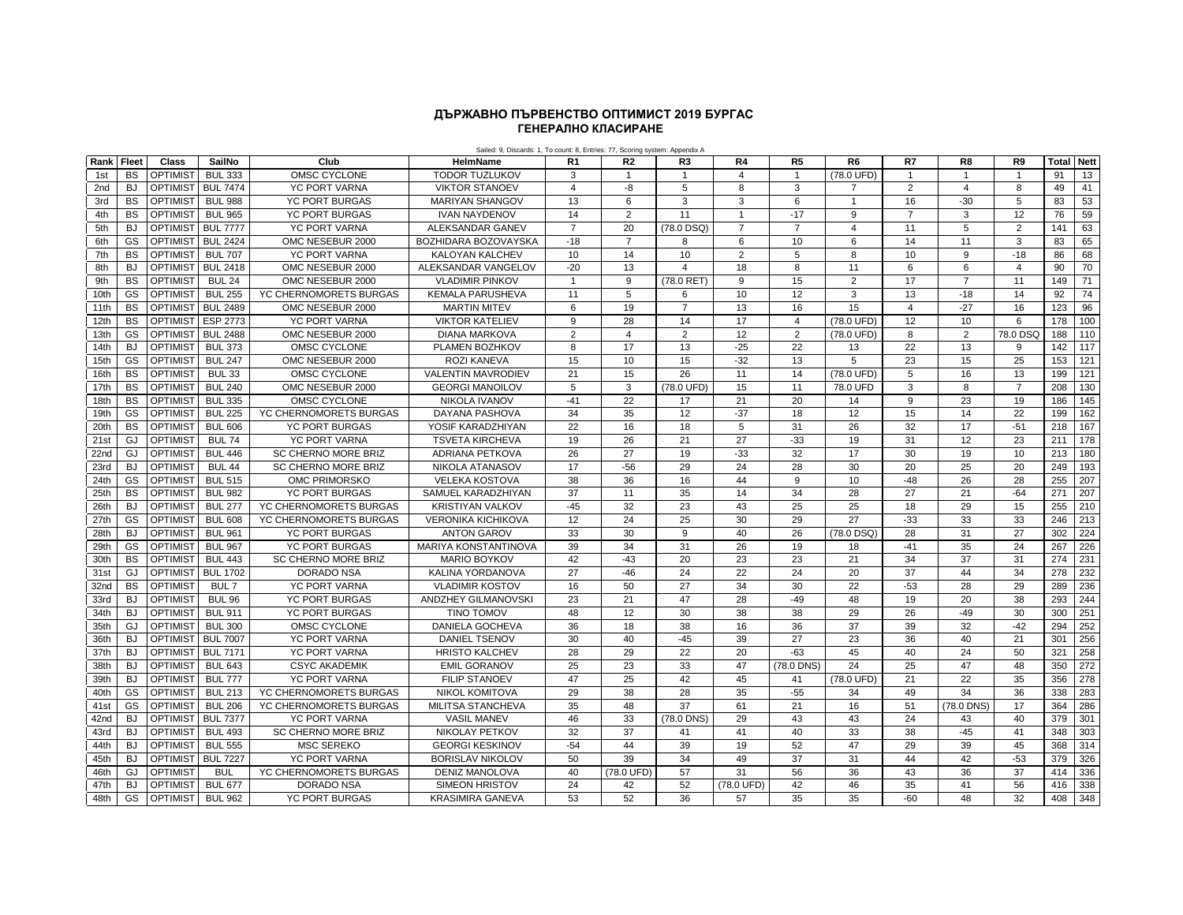# ДЪРЖАВНО ПЪРВЕНСТВО ОПТИМИСТ 2019 БУРГАС

## ГЕНЕРАЛНО КЛАСИРАНЕ

Sailed: 9, Discards: 1, To count: 8, Entries: 77, Scoring system: Appendix A

| Rank | Fleet | Class | SailNo | Club | HelmName | R1 | R2 | R3 | R4 | R5 | R6 | R7 | R8 | R9 | Total | Nett |
|---|---|---|---|---|---|---|---|---|---|---|---|---|---|---|---|---|
| 1st | BS | OPTIMIST | BUL 333 | OMSC CYCLONE | TODOR TUZLUKOV | 3 | 1 | 1 | 4 | 1 | (78.0 UFD) | 1 | 1 | 1 | 91 | 13 |
| 2nd | BJ | OPTIMIST | BUL 7474 | YC PORT VARNA | VIKTOR STANOEV | 4 | -8 | 5 | 8 | 3 | 7 | 2 | 4 | 8 | 49 | 41 |
| 3rd | BS | OPTIMIST | BUL 988 | YC PORT BURGAS | MARIYAN SHANGOV | 13 | 6 | 3 | 3 | 6 | 1 | 16 | -30 | 5 | 83 | 53 |
| 4th | BS | OPTIMIST | BUL 965 | YC PORT BURGAS | IVAN NAYDENOV | 14 | 2 | 11 | 1 | -17 | 9 | 7 | 3 | 12 | 76 | 59 |
| 5th | BJ | OPTIMIST | BUL 7777 | YC PORT VARNA | ALEKSANDAR GANEV | 7 | 20 | (78.0 DSQ) | 7 | 7 | 4 | 11 | 5 | 2 | 141 | 63 |
| 6th | GS | OPTIMIST | BUL 2424 | OMC NESEBUR 2000 | BOZHIDARA BOZOVAYSKA | -18 | 7 | 8 | 6 | 10 | 6 | 14 | 11 | 3 | 83 | 65 |
| 7th | BS | OPTIMIST | BUL 707 | YC PORT VARNA | KALOYAN KALCHEV | 10 | 14 | 10 | 2 | 5 | 8 | 10 | 9 | -18 | 86 | 68 |
| 8th | BJ | OPTIMIST | BUL 2418 | OMC NESEBUR 2000 | ALEKSANDAR VANGELOV | -20 | 13 | 4 | 18 | 8 | 11 | 6 | 6 | 4 | 90 | 70 |
| 9th | BS | OPTIMIST | BUL 24 | OMC NESEBUR 2000 | VLADIMIR PINKOV | 1 | 9 | (78.0 RET) | 9 | 15 | 2 | 17 | 7 | 11 | 149 | 71 |
| 10th | GS | OPTIMIST | BUL 255 | YC CHERNOMORETS BURGAS | KEMALA PARUSHEVA | 11 | 5 | 6 | 10 | 12 | 3 | 13 | -18 | 14 | 92 | 74 |
| 11th | BS | OPTIMIST | BUL 2489 | OMC NESEBUR 2000 | MARTIN MITEV | 6 | 19 | 7 | 13 | 16 | 15 | 4 | -27 | 16 | 123 | 96 |
| 12th | BS | OPTIMIST | ESP 2773 | YC PORT VARNA | VIKTOR KATELIEV | 9 | 28 | 14 | 17 | 4 | (78.0 UFD) | 12 | 10 | 6 | 178 | 100 |
| 13th | GS | OPTIMIST | BUL 2488 | OMC NESEBUR 2000 | DIANA MARKOVA | 2 | 4 | 2 | 12 | 2 | (78.0 UFD) | 8 | 2 | 78.0 DSQ | 188 | 110 |
| 14th | BJ | OPTIMIST | BUL 373 | OMSC CYCLONE | PLAMEN BOZHKOV | 8 | 17 | 13 | -25 | 22 | 13 | 22 | 13 | 9 | 142 | 117 |
| 15th | GS | OPTIMIST | BUL 247 | OMC NESEBUR 2000 | ROZI KANEVA | 15 | 10 | 15 | -32 | 13 | 5 | 23 | 15 | 25 | 153 | 121 |
| 16th | BS | OPTIMIST | BUL 33 | OMSC CYCLONE | VALENTIN MAVRODIEV | 21 | 15 | 26 | 11 | 14 | (78.0 UFD) | 5 | 16 | 13 | 199 | 121 |
| 17th | BS | OPTIMIST | BUL 240 | OMC NESEBUR 2000 | GEORGI MANOILOV | 5 | 3 | (78.0 UFD) | 15 | 11 | 78.0 UFD | 3 | 8 | 7 | 208 | 130 |
| 18th | BS | OPTIMIST | BUL 335 | OMSC CYCLONE | NIKOLA IVANOV | -41 | 22 | 17 | 21 | 20 | 14 | 9 | 23 | 19 | 186 | 145 |
| 19th | GS | OPTIMIST | BUL 225 | YC CHERNOMORETS BURGAS | DAYANA PASHOVA | 34 | 35 | 12 | -37 | 18 | 12 | 15 | 14 | 22 | 199 | 162 |
| 20th | BS | OPTIMIST | BUL 606 | YC PORT BURGAS | YOSIF KARADZHIYAN | 22 | 16 | 18 | 5 | 31 | 26 | 32 | 17 | -51 | 218 | 167 |
| 21st | GJ | OPTIMIST | BUL 74 | YC PORT VARNA | TSVETA KIRCHEVA | 19 | 26 | 21 | 27 | -33 | 19 | 31 | 12 | 23 | 211 | 178 |
| 22nd | GJ | OPTIMIST | BUL 446 | SC CHERNO MORE BRIZ | ADRIANA PETKOVA | 26 | 27 | 19 | -33 | 32 | 17 | 30 | 19 | 10 | 213 | 180 |
| 23rd | BJ | OPTIMIST | BUL 44 | SC CHERNO MORE BRIZ | NIKOLA ATANASOV | 17 | -56 | 29 | 24 | 28 | 30 | 20 | 25 | 20 | 249 | 193 |
| 24th | GS | OPTIMIST | BUL 515 | OMC PRIMORSKO | VELEKA KOSTOVA | 38 | 36 | 16 | 44 | 9 | 10 | -48 | 26 | 28 | 255 | 207 |
| 25th | BS | OPTIMIST | BUL 982 | YC PORT BURGAS | SAMUEL KARADZHIYAN | 37 | 11 | 35 | 14 | 34 | 28 | 27 | 21 | -64 | 271 | 207 |
| 26th | BJ | OPTIMIST | BUL 277 | YC CHERNOMORETS BURGAS | KRISTIYAN VALKOV | -45 | 32 | 23 | 43 | 25 | 25 | 18 | 29 | 15 | 255 | 210 |
| 27th | GS | OPTIMIST | BUL 608 | YC CHERNOMORETS BURGAS | VERONIKA KICHIKOVA | 12 | 24 | 25 | 30 | 29 | 27 | -33 | 33 | 33 | 246 | 213 |
| 28th | BJ | OPTIMIST | BUL 961 | YC PORT BURGAS | ANTON GAROV | 33 | 30 | 9 | 40 | 26 | (78.0 DSQ) | 28 | 31 | 27 | 302 | 224 |
| 29th | GS | OPTIMIST | BUL 967 | YC PORT BURGAS | MARIYA KONSTANTINOVA | 39 | 34 | 31 | 26 | 19 | 18 | -41 | 35 | 24 | 267 | 226 |
| 30th | BS | OPTIMIST | BUL 443 | SC CHERNO MORE BRIZ | MARIO BOYKOV | 42 | -43 | 20 | 23 | 23 | 21 | 34 | 37 | 31 | 274 | 231 |
| 31st | GJ | OPTIMIST | BUL 1702 | DORADO NSA | KALINA YORDANOVA | 27 | -46 | 24 | 22 | 24 | 20 | 37 | 44 | 34 | 278 | 232 |
| 32nd | BS | OPTIMIST | BUL 7 | YC PORT VARNA | VLADIMIR KOSTOV | 16 | 50 | 27 | 34 | 30 | 22 | -53 | 28 | 29 | 289 | 236 |
| 33rd | BJ | OPTIMIST | BUL 96 | YC PORT BURGAS | ANDZHEY GILMANOVSKI | 23 | 21 | 47 | 28 | -49 | 48 | 19 | 20 | 38 | 293 | 244 |
| 34th | BJ | OPTIMIST | BUL 911 | YC PORT BURGAS | TINO TOMOV | 48 | 12 | 30 | 38 | 38 | 29 | 26 | -49 | 30 | 300 | 251 |
| 35th | GJ | OPTIMIST | BUL 300 | OMSC CYCLONE | DANIELA GOCHEVA | 36 | 18 | 38 | 16 | 36 | 37 | 39 | 32 | -42 | 294 | 252 |
| 36th | BJ | OPTIMIST | BUL 7007 | YC PORT VARNA | DANIEL TSENOV | 30 | 40 | -45 | 39 | 27 | 23 | 36 | 40 | 21 | 301 | 256 |
| 37th | BJ | OPTIMIST | BUL 7171 | YC PORT VARNA | HRISTO KALCHEV | 28 | 29 | 22 | 20 | -63 | 45 | 40 | 24 | 50 | 321 | 258 |
| 38th | BJ | OPTIMIST | BUL 643 | CSYC AKADEMIK | EMIL GORANOV | 25 | 23 | 33 | 47 | (78.0 DNS) | 24 | 25 | 47 | 48 | 350 | 272 |
| 39th | BJ | OPTIMIST | BUL 777 | YC PORT VARNA | FILIP STANOEV | 47 | 25 | 42 | 45 | 41 | (78.0 UFD) | 21 | 22 | 35 | 356 | 278 |
| 40th | GS | OPTIMIST | BUL 213 | YC CHERNOMORETS BURGAS | NIKOL KOMITOVA | 29 | 38 | 28 | 35 | -55 | 34 | 49 | 34 | 36 | 338 | 283 |
| 41st | GS | OPTIMIST | BUL 206 | YC CHERNOMORETS BURGAS | MILITSA STANCHEVA | 35 | 48 | 37 | 61 | 21 | 16 | 51 | (78.0 DNS) | 17 | 364 | 286 |
| 42nd | BJ | OPTIMIST | BUL 7377 | YC PORT VARNA | VASIL MANEV | 46 | 33 | (78.0 DNS) | 29 | 43 | 43 | 24 | 43 | 40 | 379 | 301 |
| 43rd | BJ | OPTIMIST | BUL 493 | SC CHERNO MORE BRIZ | NIKOLAY PETKOV | 32 | 37 | 41 | 41 | 40 | 33 | 38 | -45 | 41 | 348 | 303 |
| 44th | BJ | OPTIMIST | BUL 555 | MSC SEREKO | GEORGI KESKINOV | -54 | 44 | 39 | 19 | 52 | 47 | 29 | 39 | 45 | 368 | 314 |
| 45th | BJ | OPTIMIST | BUL 7227 | YC PORT VARNA | BORISLAV NIKOLOV | 50 | 39 | 34 | 49 | 37 | 31 | 44 | 42 | -53 | 379 | 326 |
| 46th | GJ | OPTIMIST | BUL | YC CHERNOMORETS BURGAS | DENIZ MANOLOVA | 40 | (78.0 UFD) | 57 | 31 | 56 | 36 | 43 | 36 | 37 | 414 | 336 |
| 47th | BJ | OPTIMIST | BUL 677 | DORADO NSA | SIMEON HRISTOV | 24 | 42 | 52 | (78.0 UFD) | 42 | 46 | 35 | 41 | 56 | 416 | 338 |
| 48th | GS | OPTIMIST | BUL 962 | YC PORT BURGAS | KRASIMIRA GANEVA | 53 | 52 | 36 | 57 | 35 | 35 | -60 | 48 | 32 | 408 | 348 |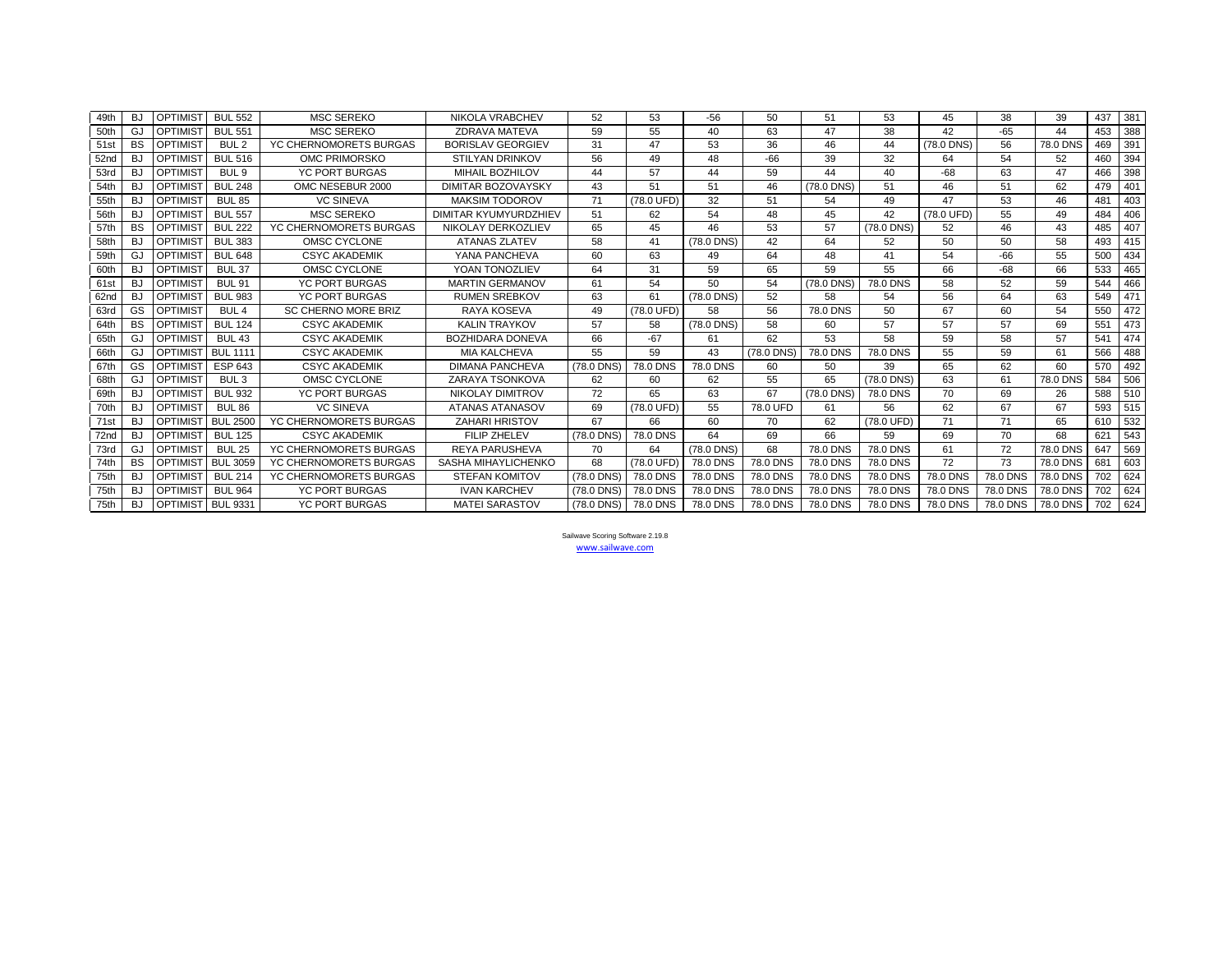| | | | | | | | | | | | | | | | | | |
|---|---|---|---|---|---|---|---|---|---|---|---|---|---|---|---|---|---|
| 49th | BJ | OPTIMIST | BUL 552 | MSC SEREKO | NIKOLA VRABCHEV | 52 | 53 | -56 | 50 | 51 | 53 | 45 | 38 | 39 | 437 | 381 |
| 50th | GJ | OPTIMIST | BUL 551 | MSC SEREKO | ZDRAVA MATEVA | 59 | 55 | 40 | 63 | 47 | 38 | 42 | -65 | 44 | 453 | 388 |
| 51st | BS | OPTIMIST | BUL 2 | YC CHERNOMORETS BURGAS | BORISLAV GEORGIEV | 31 | 47 | 53 | 36 | 46 | 44 | (78.0 DNS) | 56 | 78.0 DNS | 469 | 391 |
| 52nd | BJ | OPTIMIST | BUL 516 | OMC PRIMORSKO | STILYAN DRINKOV | 56 | 49 | 48 | -66 | 39 | 32 | 64 | 54 | 52 | 460 | 394 |
| 53rd | BJ | OPTIMIST | BUL 9 | YC PORT BURGAS | MIHAIL BOZHILOV | 44 | 51 | 44 | 59 | 44 | 40 | -68 | 63 | 47 | 466 | 398 |
| 54th | BJ | OPTIMIST | BUL 248 | OMC NESEBUR 2000 | DIMITAR BOZOVAYSKY | 43 | 51 | 51 | 46 | (78.0 DNS) | 51 | 46 | 51 | 62 | 479 | 401 |
| 55th | BJ | OPTIMIST | BUL 85 | VC SINEVA | MAKSIM TODOROV | 71 | (78.0 UFD) | 32 | 51 | 54 | 49 | 47 | 53 | 46 | 481 | 403 |
| 56th | BJ | OPTIMIST | BUL 557 | MSC SEREKO | DIMITAR KYUMYURDZHIEV | 51 | 62 | 54 | 48 | 45 | 42 | (78.0 UFD) | 55 | 49 | 484 | 406 |
| 57th | BS | OPTIMIST | BUL 222 | YC CHERNOMORETS BURGAS | NIKOLAY DERKOZLIEV | 65 | 45 | 46 | 53 | 57 | (78.0 DNS) | 52 | 46 | 43 | 485 | 407 |
| 58th | BJ | OPTIMIST | BUL 383 | OMSC CYCLONE | ATANAS ZLATEV | 58 | 41 | (78.0 DNS) | 42 | 64 | 52 | 50 | 50 | 58 | 493 | 415 |
| 59th | GJ | OPTIMIST | BUL 648 | CSYC AKADEMIK | YANA PANCHEVA | 60 | 63 | 49 | 64 | 48 | 41 | 54 | -66 | 55 | 500 | 434 |
| 60th | BJ | OPTIMIST | BUL 37 | OMSC CYCLONE | YOAN TONOZLIEV | 64 | 31 | 59 | 65 | 59 | 55 | 66 | -68 | 66 | 533 | 465 |
| 61st | BJ | OPTIMIST | BUL 91 | YC PORT BURGAS | MARTIN GERMANOV | 61 | 54 | 50 | 54 | (78.0 DNS) | 78.0 DNS | 58 | 52 | 59 | 544 | 466 |
| 62nd | BJ | OPTIMIST | BUL 983 | YC PORT BURGAS | RUMEN SREBKOV | 63 | 61 | (78.0 DNS) | 52 | 58 | 54 | 56 | 64 | 63 | 549 | 471 |
| 63rd | GS | OPTIMIST | BUL 4 | SC CHERNO MORE BRIZ | RAYA KOSEVA | 49 | (78.0 UFD) | 58 | 56 | 78.0 DNS | 50 | 67 | 60 | 54 | 550 | 472 |
| 64th | BS | OPTIMIST | BUL 124 | CSYC AKADEMIK | KALIN TRAYKOV | 57 | 58 | (78.0 DNS) | 58 | 60 | 57 | 57 | 57 | 69 | 551 | 473 |
| 65th | GJ | OPTIMIST | BUL 43 | CSYC AKADEMIK | BOZHIDARA DONEVA | 66 | -67 | 61 | 62 | 53 | 58 | 59 | 58 | 57 | 541 | 474 |
| 66th | GJ | OPTIMIST | BUL 1111 | CSYC AKADEMIK | MIA KALCHEVA | 55 | 59 | 43 | (78.0 DNS) | 78.0 DNS | 78.0 DNS | 55 | 59 | 61 | 566 | 488 |
| 67th | GS | OPTIMIST | ESP 643 | CSYC AKADEMIK | DIMANA PANCHEVA | (78.0 DNS) | 78.0 DNS | 78.0 DNS | 60 | 50 | 39 | 65 | 62 | 60 | 570 | 492 |
| 68th | GJ | OPTIMIST | BUL 3 | OMSC CYCLONE | ZARAYA TSONKOVA | 62 | 60 | 62 | 55 | 65 | (78.0 DNS) | 63 | 61 | 78.0 DNS | 584 | 506 |
| 69th | BJ | OPTIMIST | BUL 932 | YC PORT BURGAS | NIKOLAY DIMITROV | 72 | 65 | 63 | 67 | (78.0 DNS) | 78.0 DNS | 70 | 69 | 26 | 588 | 510 |
| 70th | BJ | OPTIMIST | BUL 86 | VC SINEVA | ATANAS ATANASOV | 69 | (78.0 UFD) | 55 | 78.0 UFD | 61 | 56 | 62 | 67 | 67 | 593 | 515 |
| 71st | BJ | OPTIMIST | BUL 2500 | YC CHERNOMORETS BURGAS | ZAHARI HRISTOV | 67 | 66 | 60 | 70 | 62 | (78.0 UFD) | 71 | 71 | 65 | 610 | 532 |
| 72nd | BJ | OPTIMIST | BUL 125 | CSYC AKADEMIK | FILIP ZHELEV | (78.0 DNS) | 78.0 DNS | 64 | 69 | 66 | 59 | 69 | 70 | 68 | 621 | 543 |
| 73rd | GJ | OPTIMIST | BUL 25 | YC CHERNOMORETS BURGAS | REYA PARUSHEVA | 70 | 64 | (78.0 DNS) | 68 | 78.0 DNS | 78.0 DNS | 61 | 72 | 78.0 DNS | 647 | 569 |
| 74th | BS | OPTIMIST | BUL 3059 | YC CHERNOMORETS BURGAS | SASHA MIHAYLICHENKO | 68 | (78.0 UFD) | 78.0 DNS | 78.0 DNS | 78.0 DNS | 78.0 DNS | 72 | 73 | 78.0 DNS | 681 | 603 |
| 75th | BJ | OPTIMIST | BUL 214 | YC CHERNOMORETS BURGAS | STEFAN KOMITOV | (78.0 DNS) | 78.0 DNS | 78.0 DNS | 78.0 DNS | 78.0 DNS | 78.0 DNS | 78.0 DNS | 78.0 DNS | 78.0 DNS | 702 | 624 |
| 75th | BJ | OPTIMIST | BUL 964 | YC PORT BURGAS | IVAN KARCHEV | (78.0 DNS) | 78.0 DNS | 78.0 DNS | 78.0 DNS | 78.0 DNS | 78.0 DNS | 78.0 DNS | 78.0 DNS | 78.0 DNS | 702 | 624 |
| 75th | BJ | OPTIMIST | BUL 9331 | YC PORT BURGAS | MATEI SARASTOV | (78.0 DNS) | 78.0 DNS | 78.0 DNS | 78.0 DNS | 78.0 DNS | 78.0 DNS | 78.0 DNS | 78.0 DNS | 78.0 DNS | 702 | 624 |

Sailwave Scoring Software 2.19.8
www.sailwave.com